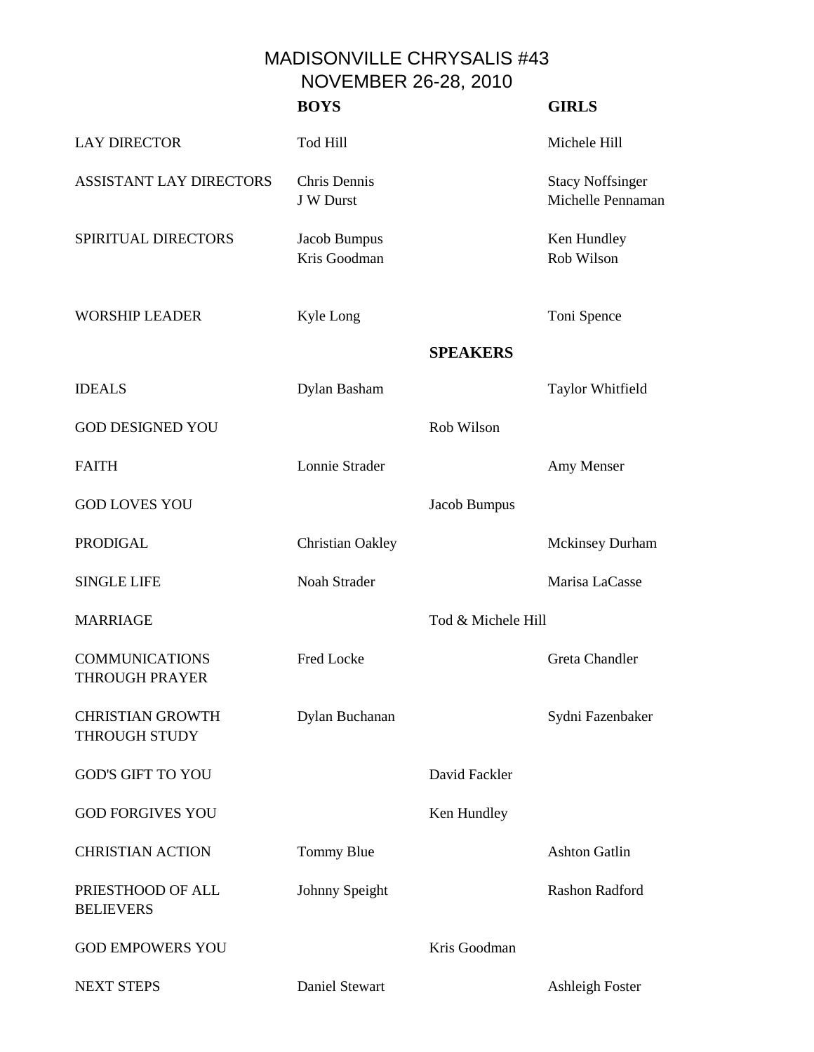# MADISONVILLE CHRYSALIS #43
## NOVEMBER 26-28, 2010

| | BOYS | | GIRLS |
|---|---|---|---|
| LAY DIRECTOR | Tod Hill | | Michele Hill |
| ASSISTANT LAY DIRECTORS | Chris Dennis<br>J W Durst | | Stacy Noffsinger<br>Michelle Pennaman |
| SPIRITUAL DIRECTORS | Jacob Bumpus<br>Kris Goodman | | Ken Hundley<br>Rob Wilson |
| WORSHIP LEADER | Kyle Long | | Toni Spence |
| | | **SPEAKERS** | |
| IDEALS | Dylan Basham | | Taylor Whitfield |
| GOD DESIGNED YOU | | Rob Wilson | |
| FAITH | Lonnie Strader | | Amy Menser |
| GOD LOVES YOU | | Jacob Bumpus | |
| PRODIGAL | Christian Oakley | | Mckinsey Durham |
| SINGLE LIFE | Noah Strader | | Marisa LaCasse |
| MARRIAGE | | Tod & Michele Hill | |
| COMMUNICATIONS THROUGH PRAYER | Fred Locke | | Greta Chandler |
| CHRISTIAN GROWTH THROUGH STUDY | Dylan Buchanan | | Sydni Fazenbaker |
| GOD'S GIFT TO YOU | | David Fackler | |
| GOD FORGIVES YOU | | Ken Hundley | |
| CHRISTIAN ACTION | Tommy Blue | | Ashton Gatlin |
| PRIESTHOOD OF ALL BELIEVERS | Johnny Speight | | Rashon Radford |
| GOD EMPOWERS YOU | | Kris Goodman | |
| NEXT STEPS | Daniel Stewart | | Ashleigh Foster |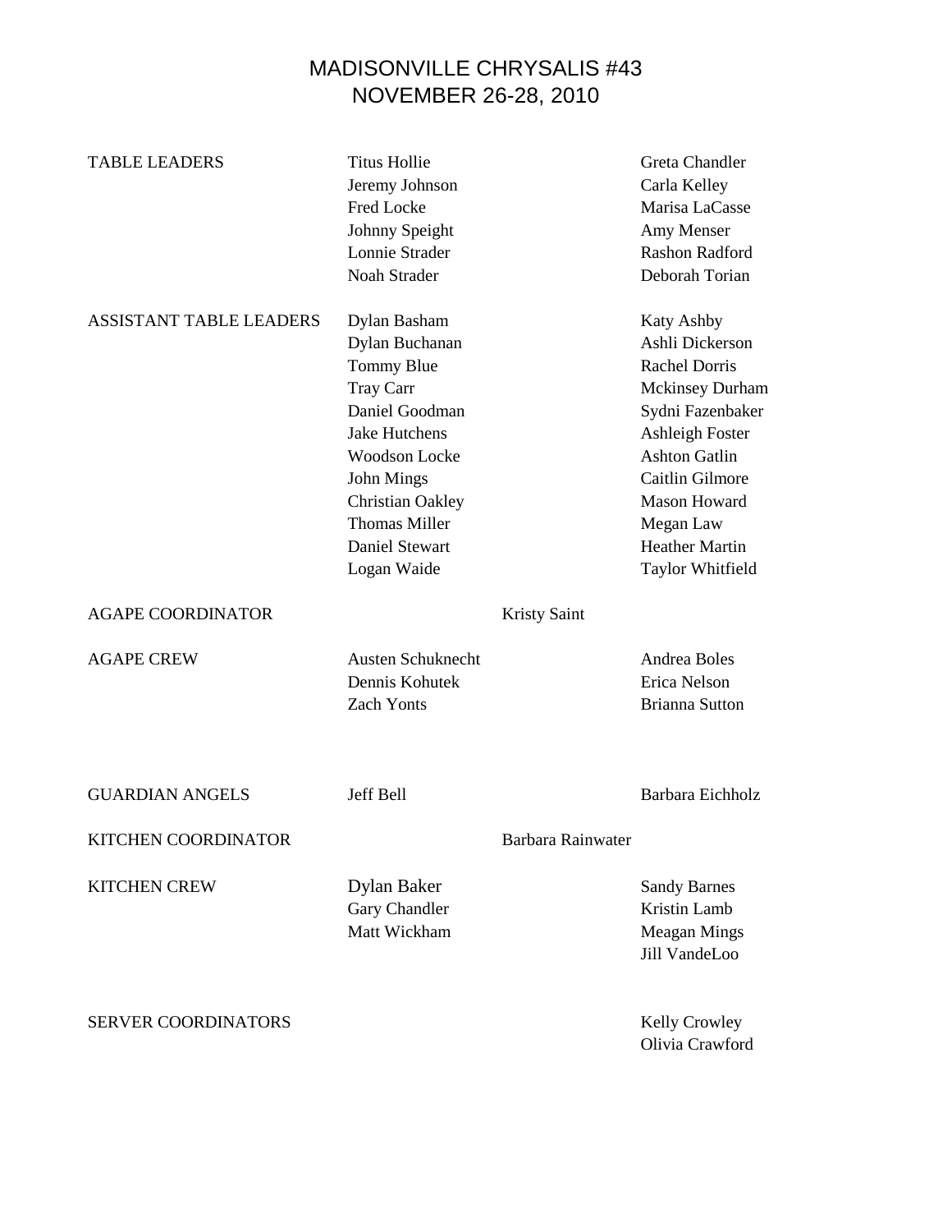# MADISONVILLE CHRYSALIS #43
# NOVEMBER 26-28, 2010

| | | | |
|---|---|---|---|
| TABLE LEADERS | Titus Hollie | | Greta Chandler |
| | Jeremy Johnson | | Carla Kelley |
| | Fred Locke | | Marisa LaCasse |
| | Johnny Speight | | Amy Menser |
| | Lonnie Strader | | Rashon Radford |
| | Noah Strader | | Deborah Torian |
| ASSISTANT TABLE LEADERS | Dylan Basham | | Katy Ashby |
| | Dylan Buchanan | | Ashli Dickerson |
| | Tommy Blue | | Rachel Dorris |
| | Tray Carr | | Mckinsey Durham |
| | Daniel Goodman | | Sydni Fazenbaker |
| | Jake Hutchens | | Ashleigh Foster |
| | Woodson Locke | | Ashton Gatlin |
| | John Mings | | Caitlin Gilmore |
| | Christian Oakley | | Mason Howard |
| | Thomas Miller | | Megan Law |
| | Daniel Stewart | | Heather Martin |
| | Logan Waide | | Taylor Whitfield |
| AGAPE COORDINATOR | | Kristy Saint | |
| AGAPE CREW | Austen Schuknecht | | Andrea Boles |
| | Dennis Kohutek | | Erica Nelson |
| | Zach Yonts | | Brianna Sutton |
| GUARDIAN ANGELS | Jeff Bell | | Barbara Eichholz |
| KITCHEN COORDINATOR | | Barbara Rainwater | |
| KITCHEN CREW | Dylan Baker | | Sandy Barnes |
| | Gary Chandler | | Kristin Lamb |
| | Matt Wickham | | Meagan Mings |
| | | | Jill VandeLoo |
| SERVER COORDINATORS | | | Kelly Crowley |
| | | | Olivia Crawford |